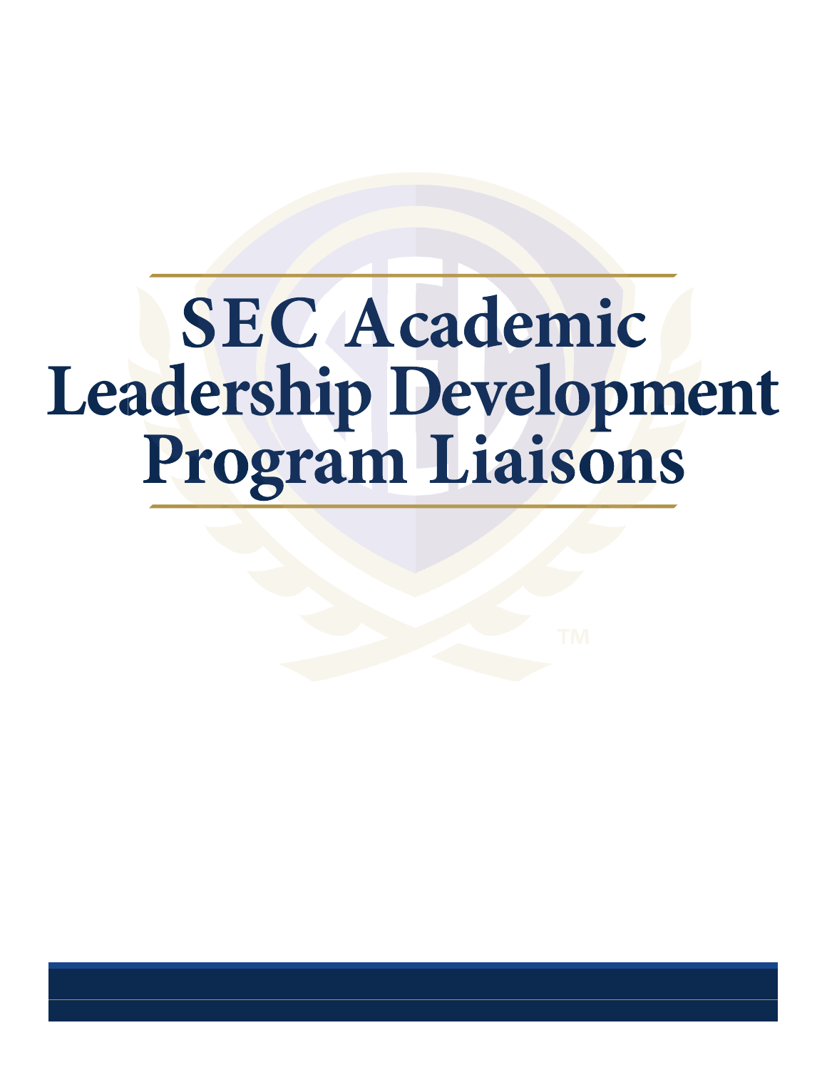# SEC Academic Leadership Development Program Liaisons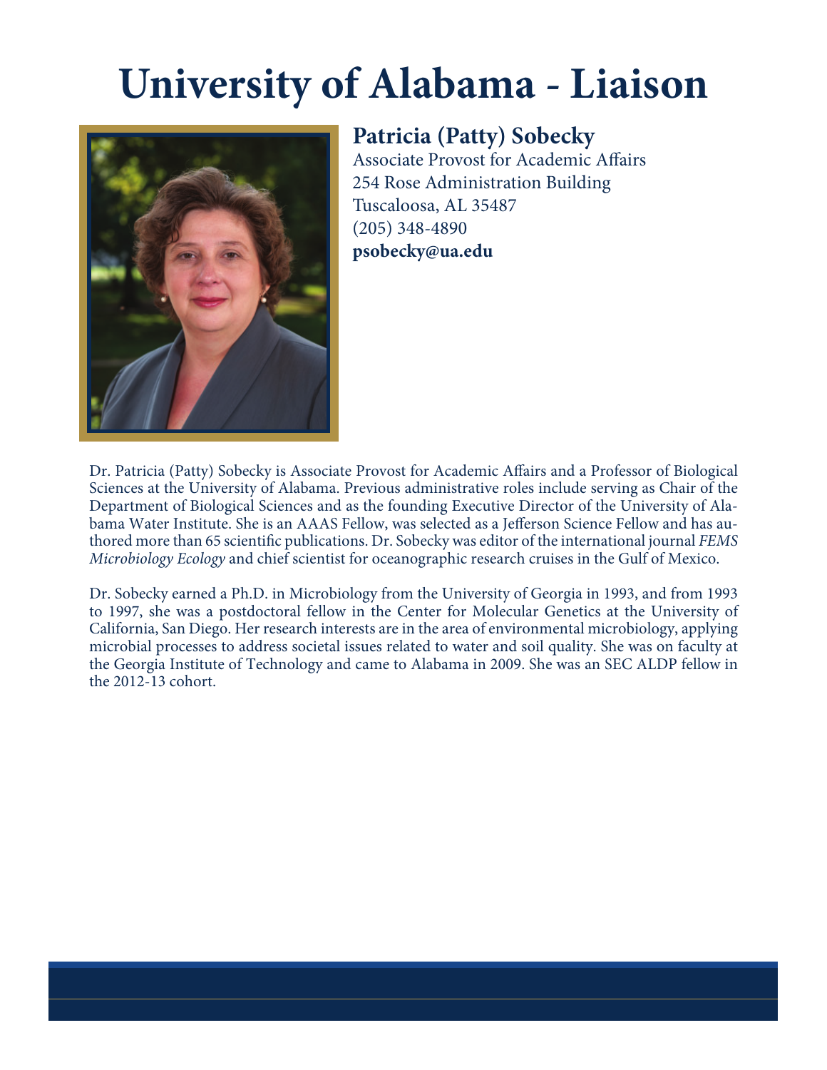# University of Alabama - Liaison

## Patricia (Patty) Sobecky

Associate Provost for Academic Affairs
254 Rose Administration Building
Tuscaloosa, AL 35487
(205) 348-4890
**psobecky@ua.edu**

Dr. Patricia (Patty) Sobecky is Associate Provost for Academic Affairs and a Professor of Biological Sciences at the University of Alabama. Previous administrative roles include serving as Chair of the Department of Biological Sciences and as the founding Executive Director of the University of Alabama Water Institute. She is an AAAS Fellow, was selected as a Jefferson Science Fellow and has authored more than 65 scientific publications. Dr. Sobecky was editor of the international journal *FEMS Microbiology Ecology* and chief scientist for oceanographic research cruises in the Gulf of Mexico.

Dr. Sobecky earned a Ph.D. in Microbiology from the University of Georgia in 1993, and from 1993 to 1997, she was a postdoctoral fellow in the Center for Molecular Genetics at the University of California, San Diego. Her research interests are in the area of environmental microbiology, applying microbial processes to address societal issues related to water and soil quality. She was on faculty at the Georgia Institute of Technology and came to Alabama in 2009. She was an SEC ALDP fellow in the 2012-13 cohort.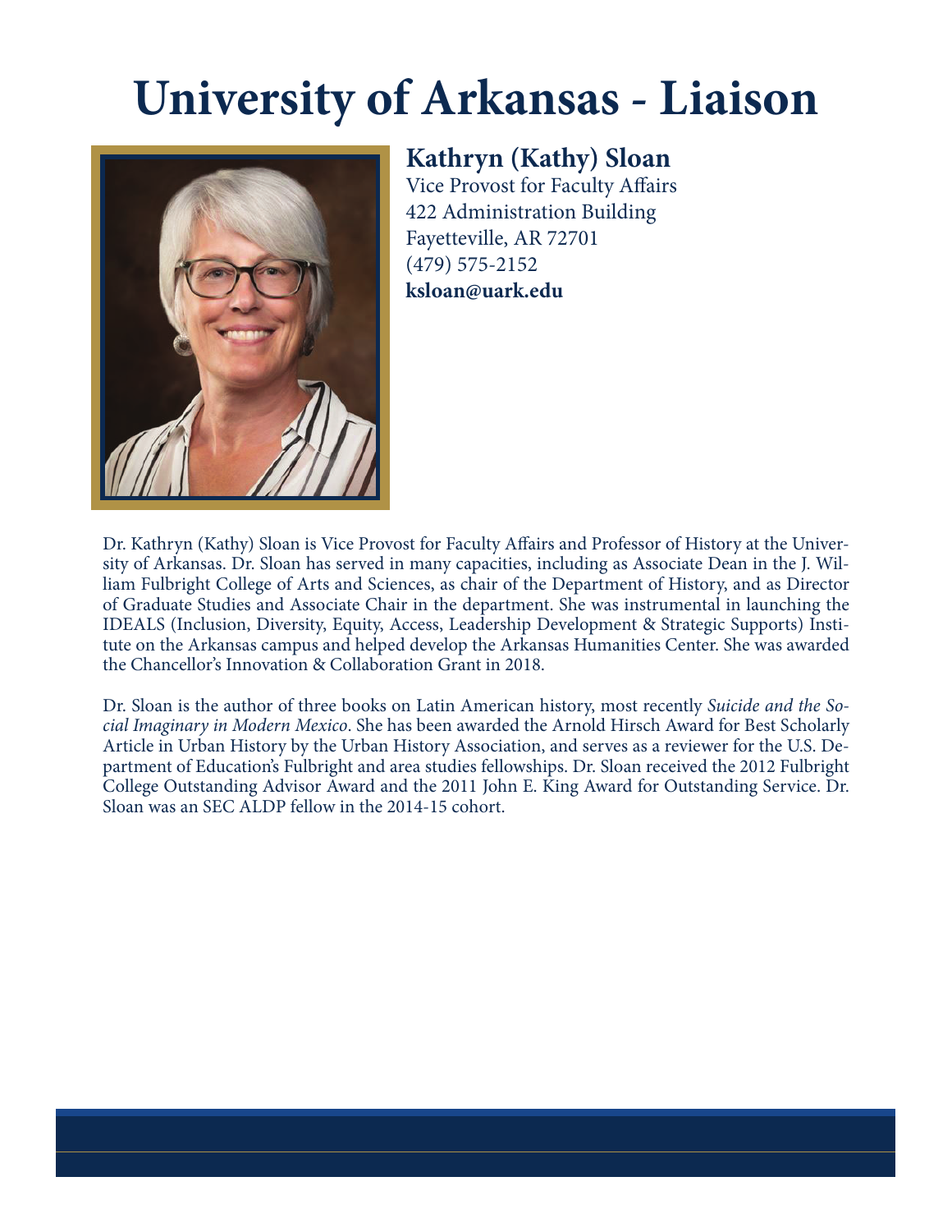# University of Arkansas - Liaison

## Kathryn (Kathy) Sloan

Vice Provost for Faculty Affairs
422 Administration Building
Fayetteville, AR 72701
(479) 575-2152
**ksloan@uark.edu**

Dr. Kathryn (Kathy) Sloan is Vice Provost for Faculty Affairs and Professor of History at the University of Arkansas. Dr. Sloan has served in many capacities, including as Associate Dean in the J. William Fulbright College of Arts and Sciences, as chair of the Department of History, and as Director of Graduate Studies and Associate Chair in the department. She was instrumental in launching the IDEALS (Inclusion, Diversity, Equity, Access, Leadership Development & Strategic Supports) Institute on the Arkansas campus and helped develop the Arkansas Humanities Center. She was awarded the Chancellor's Innovation & Collaboration Grant in 2018.

Dr. Sloan is the author of three books on Latin American history, most recently *Suicide and the Social Imaginary in Modern Mexico*. She has been awarded the Arnold Hirsch Award for Best Scholarly Article in Urban History by the Urban History Association, and serves as a reviewer for the U.S. Department of Education's Fulbright and area studies fellowships. Dr. Sloan received the 2012 Fulbright College Outstanding Advisor Award and the 2011 John E. King Award for Outstanding Service. Dr. Sloan was an SEC ALDP fellow in the 2014-15 cohort.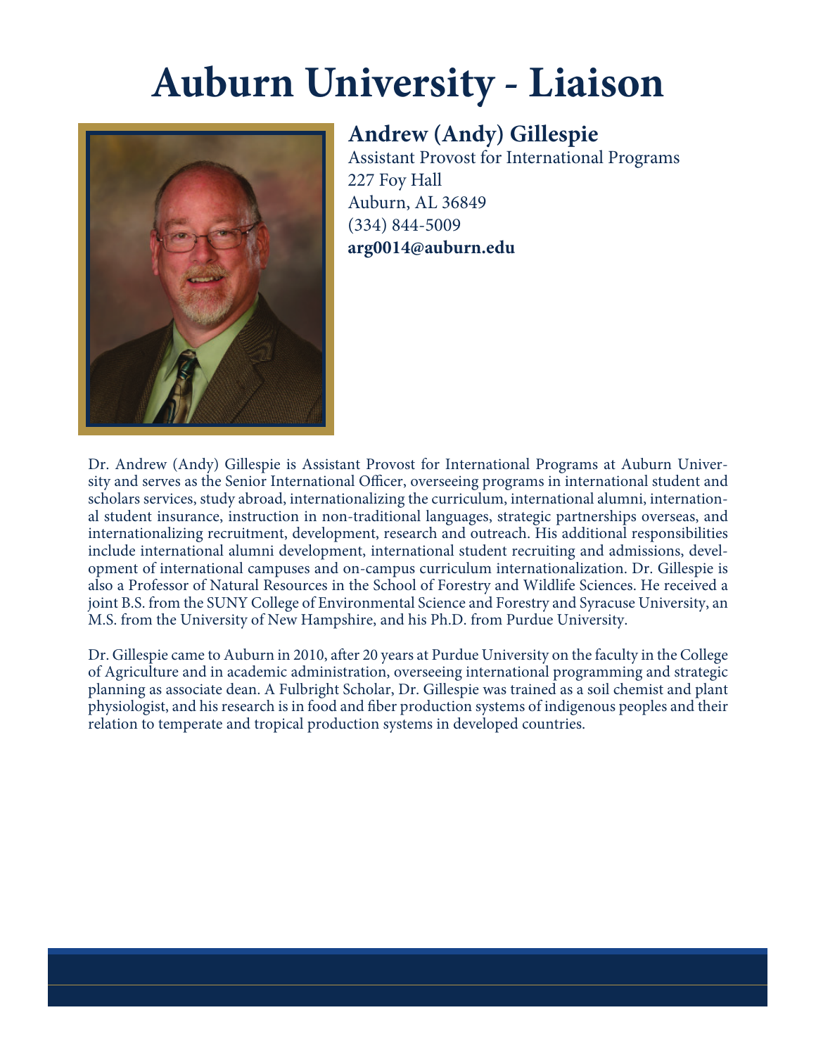# Auburn University - Liaison

## Andrew (Andy) Gillespie

Assistant Provost for International Programs
227 Foy Hall
Auburn, AL 36849
(334) 844-5009
**arg0014@auburn.edu**

Dr. Andrew (Andy) Gillespie is Assistant Provost for International Programs at Auburn University and serves as the Senior International Officer, overseeing programs in international student and scholars services, study abroad, internationalizing the curriculum, international alumni, international student insurance, instruction in non-traditional languages, strategic partnerships overseas, and internationalizing recruitment, development, research and outreach. His additional responsibilities include international alumni development, international student recruiting and admissions, development of international campuses and on-campus curriculum internationalization. Dr. Gillespie is also a Professor of Natural Resources in the School of Forestry and Wildlife Sciences. He received a joint B.S. from the SUNY College of Environmental Science and Forestry and Syracuse University, an M.S. from the University of New Hampshire, and his Ph.D. from Purdue University.

Dr. Gillespie came to Auburn in 2010, after 20 years at Purdue University on the faculty in the College of Agriculture and in academic administration, overseeing international programming and strategic planning as associate dean. A Fulbright Scholar, Dr. Gillespie was trained as a soil chemist and plant physiologist, and his research is in food and fiber production systems of indigenous peoples and their relation to temperate and tropical production systems in developed countries.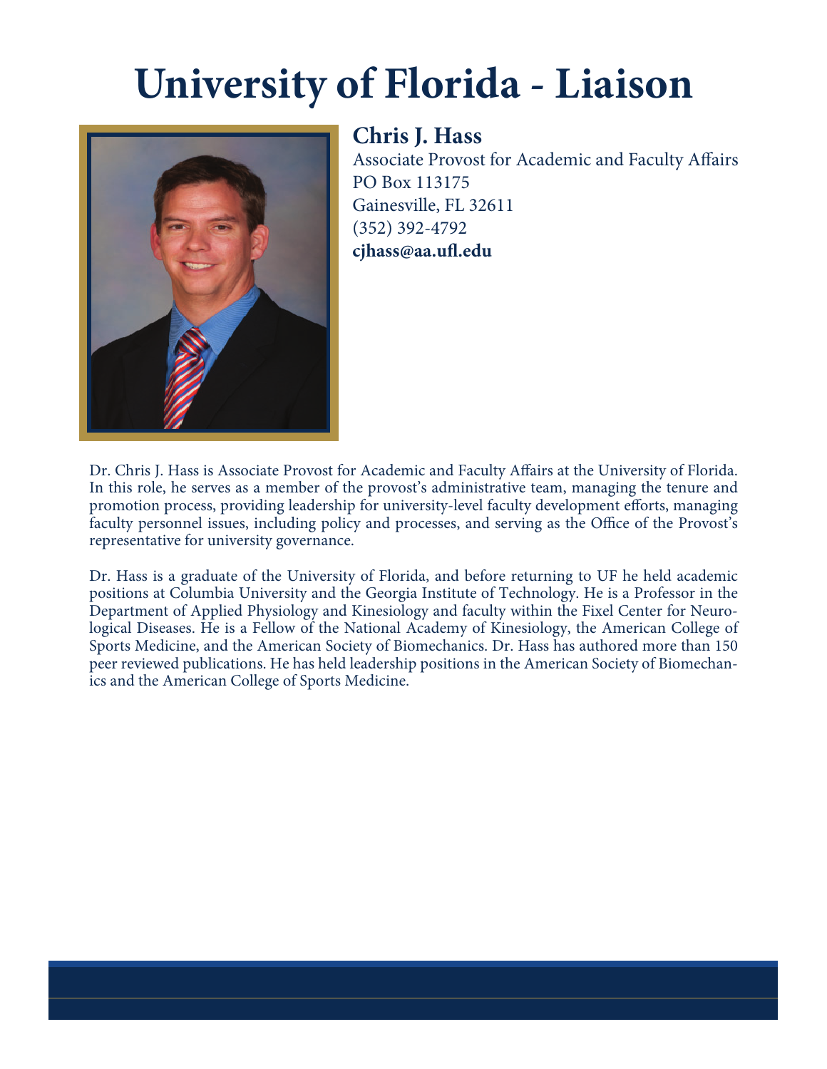# University of Florida - Liaison

## Chris J. Hass

Associate Provost for Academic and Faculty Affairs
PO Box 113175
Gainesville, FL 32611
(352) 392-4792
**cjhass@aa.ufl.edu**

Dr. Chris J. Hass is Associate Provost for Academic and Faculty Affairs at the University of Florida. In this role, he serves as a member of the provost's administrative team, managing the tenure and promotion process, providing leadership for university-level faculty development efforts, managing faculty personnel issues, including policy and processes, and serving as the Office of the Provost's representative for university governance.

Dr. Hass is a graduate of the University of Florida, and before returning to UF he held academic positions at Columbia University and the Georgia Institute of Technology. He is a Professor in the Department of Applied Physiology and Kinesiology and faculty within the Fixel Center for Neurological Diseases. He is a Fellow of the National Academy of Kinesiology, the American College of Sports Medicine, and the American Society of Biomechanics. Dr. Hass has authored more than 150 peer reviewed publications. He has held leadership positions in the American Society of Biomechanics and the American College of Sports Medicine.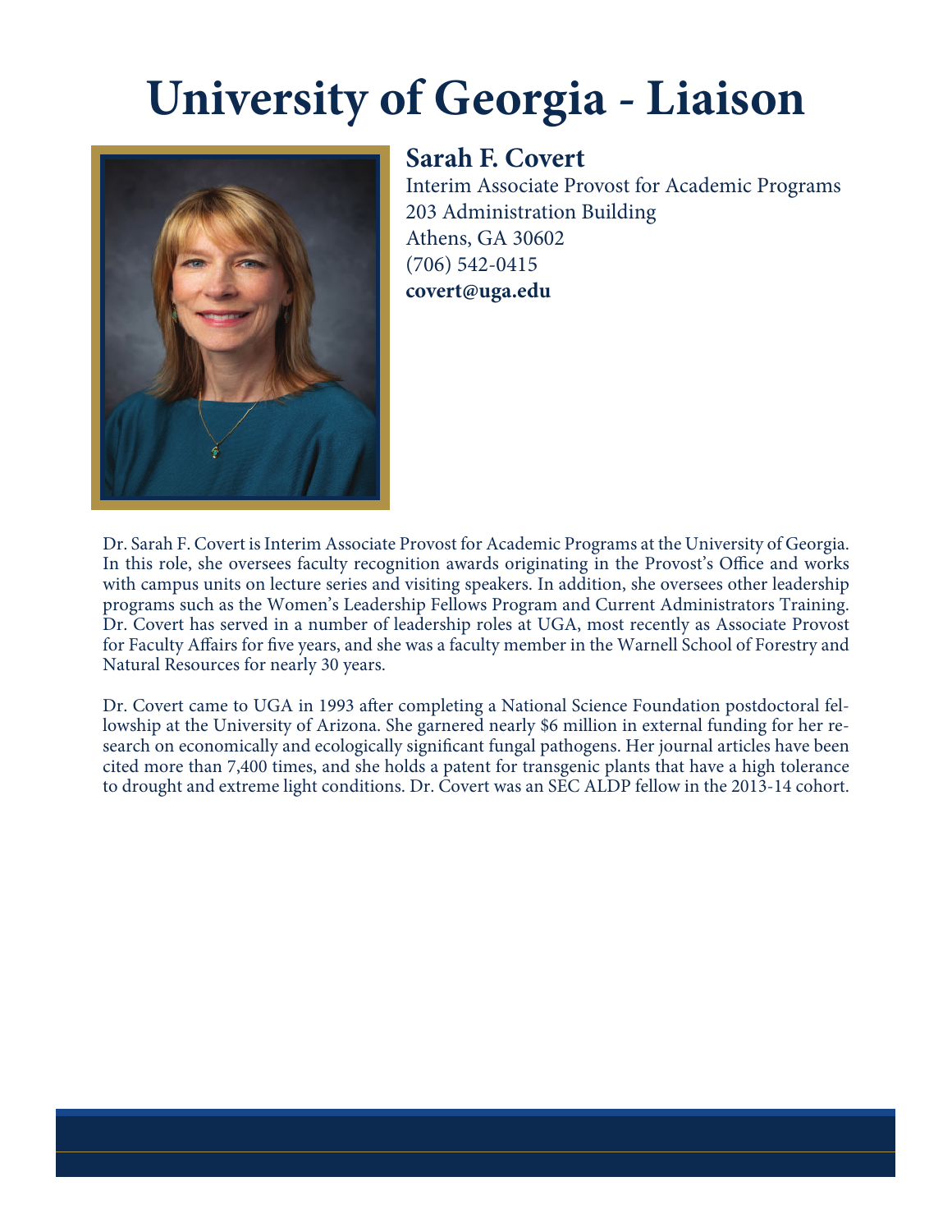# University of Georgia - Liaison

## Sarah F. Covert

Interim Associate Provost for Academic Programs
203 Administration Building
Athens, GA 30602
(706) 542-0415
**covert@uga.edu**

Dr. Sarah F. Covert is Interim Associate Provost for Academic Programs at the University of Georgia. In this role, she oversees faculty recognition awards originating in the Provost's Office and works with campus units on lecture series and visiting speakers. In addition, she oversees other leadership programs such as the Women's Leadership Fellows Program and Current Administrators Training. Dr. Covert has served in a number of leadership roles at UGA, most recently as Associate Provost for Faculty Affairs for five years, and she was a faculty member in the Warnell School of Forestry and Natural Resources for nearly 30 years.

Dr. Covert came to UGA in 1993 after completing a National Science Foundation postdoctoral fellowship at the University of Arizona. She garnered nearly $6 million in external funding for her research on economically and ecologically significant fungal pathogens. Her journal articles have been cited more than 7,400 times, and she holds a patent for transgenic plants that have a high tolerance to drought and extreme light conditions. Dr. Covert was an SEC ALDP fellow in the 2013-14 cohort.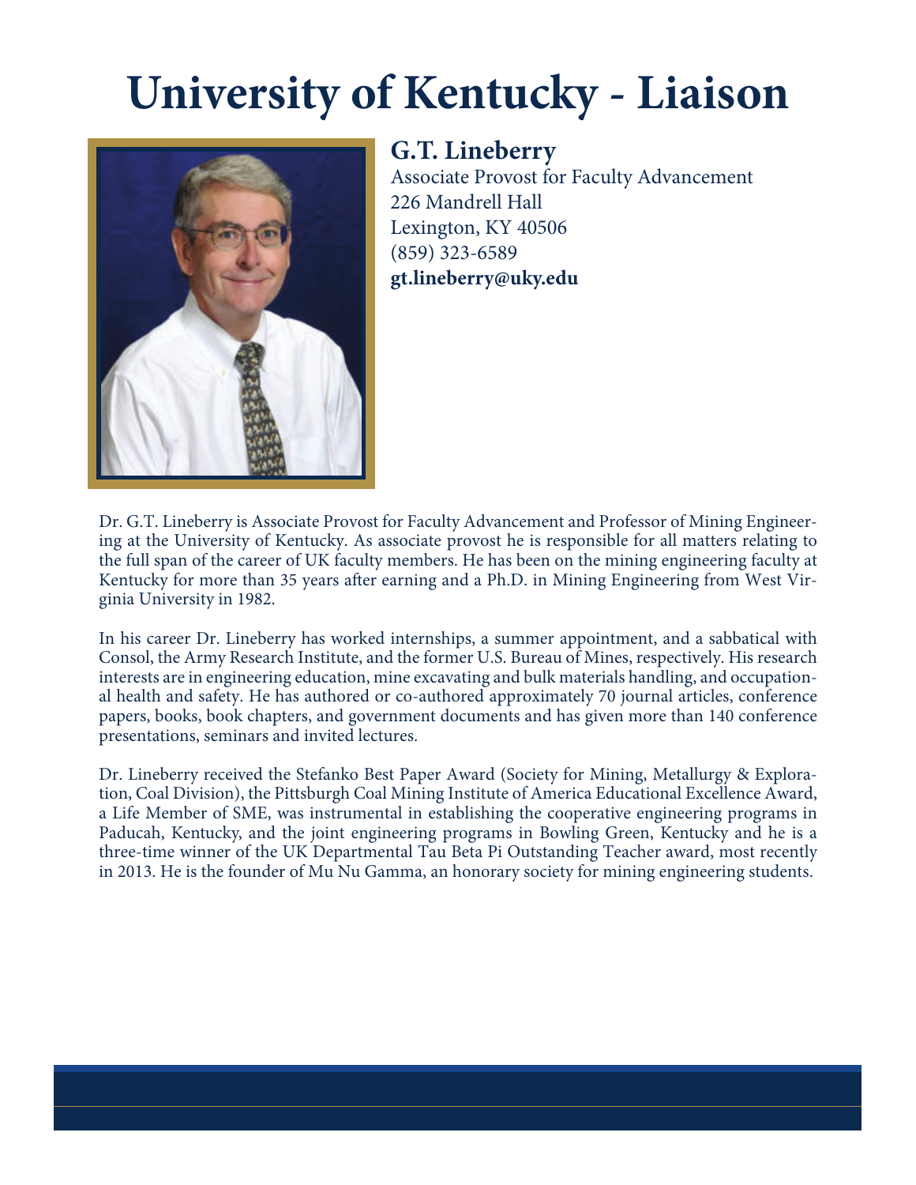# University of Kentucky - Liaison

## G.T. Lineberry

Associate Provost for Faculty Advancement
226 Mandrell Hall
Lexington, KY 40506
(859) 323-6589
**gt.lineberry@uky.edu**

Dr. G.T. Lineberry is Associate Provost for Faculty Advancement and Professor of Mining Engineering at the University of Kentucky. As associate provost he is responsible for all matters relating to the full span of the career of UK faculty members. He has been on the mining engineering faculty at Kentucky for more than 35 years after earning and a Ph.D. in Mining Engineering from West Virginia University in 1982.

In his career Dr. Lineberry has worked internships, a summer appointment, and a sabbatical with Consol, the Army Research Institute, and the former U.S. Bureau of Mines, respectively. His research interests are in engineering education, mine excavating and bulk materials handling, and occupational health and safety. He has authored or co-authored approximately 70 journal articles, conference papers, books, book chapters, and government documents and has given more than 140 conference presentations, seminars and invited lectures.

Dr. Lineberry received the Stefanko Best Paper Award (Society for Mining, Metallurgy & Exploration, Coal Division), the Pittsburgh Coal Mining Institute of America Educational Excellence Award, a Life Member of SME, was instrumental in establishing the cooperative engineering programs in Paducah, Kentucky, and the joint engineering programs in Bowling Green, Kentucky and he is a three-time winner of the UK Departmental Tau Beta Pi Outstanding Teacher award, most recently in 2013. He is the founder of Mu Nu Gamma, an honorary society for mining engineering students.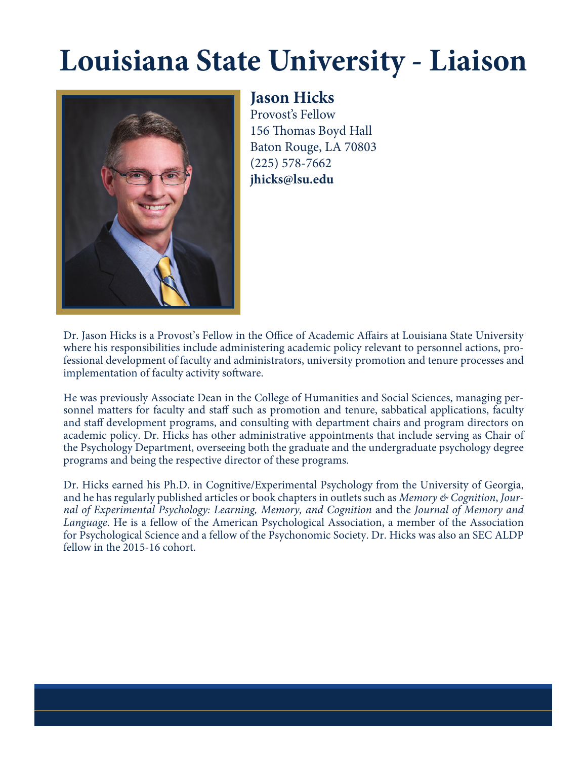# Louisiana State University - Liaison

**Jason Hicks**
Provost's Fellow
156 Thomas Boyd Hall
Baton Rouge, LA 70803
(225) 578-7662
**jhicks@lsu.edu**

Dr. Jason Hicks is a Provost's Fellow in the Office of Academic Affairs at Louisiana State University where his responsibilities include administering academic policy relevant to personnel actions, professional development of faculty and administrators, university promotion and tenure processes and implementation of faculty activity software.

He was previously Associate Dean in the College of Humanities and Social Sciences, managing personnel matters for faculty and staff such as promotion and tenure, sabbatical applications, faculty and staff development programs, and consulting with department chairs and program directors on academic policy. Dr. Hicks has other administrative appointments that include serving as Chair of the Psychology Department, overseeing both the graduate and the undergraduate psychology degree programs and being the respective director of these programs.

Dr. Hicks earned his Ph.D. in Cognitive/Experimental Psychology from the University of Georgia, and he has regularly published articles or book chapters in outlets such as *Memory & Cognition*, *Journal of Experimental Psychology: Learning, Memory, and Cognition* and the *Journal of Memory and Language*. He is a fellow of the American Psychological Association, a member of the Association for Psychological Science and a fellow of the Psychonomic Society. Dr. Hicks was also an SEC ALDP fellow in the 2015-16 cohort.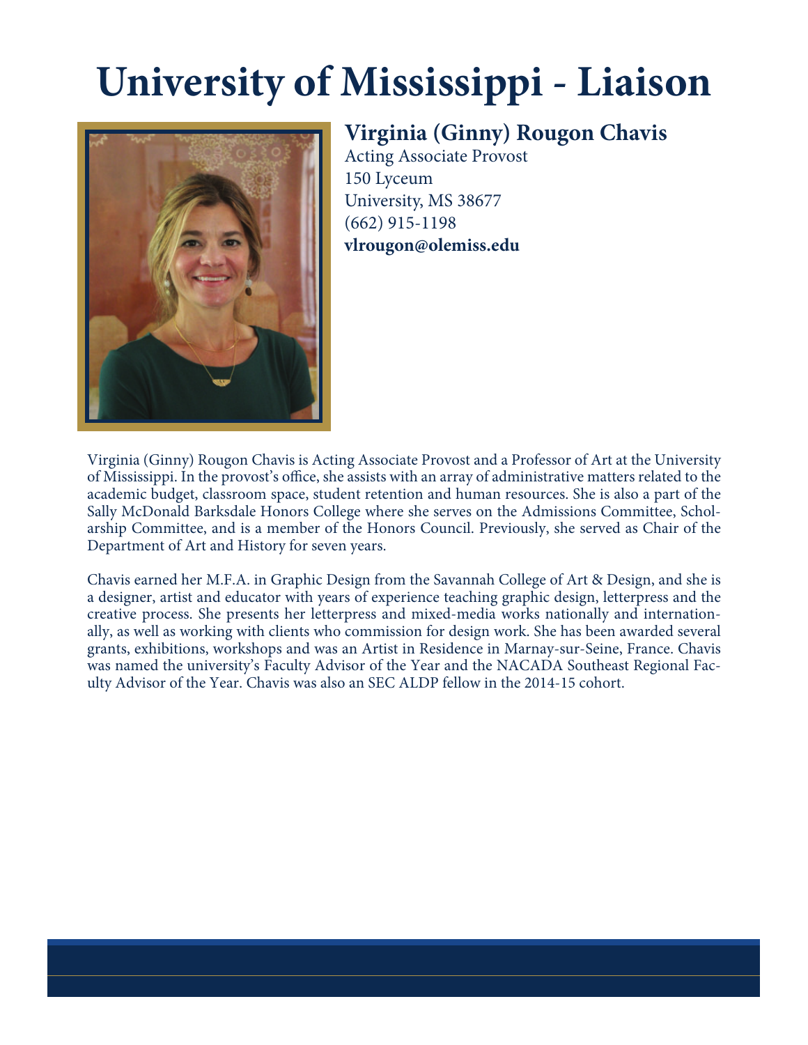# University of Mississippi - Liaison

## Virginia (Ginny) Rougon Chavis

Acting Associate Provost
150 Lyceum
University, MS 38677
(662) 915-1198
**vlrougon@olemiss.edu**

Virginia (Ginny) Rougon Chavis is Acting Associate Provost and a Professor of Art at the University of Mississippi. In the provost's office, she assists with an array of administrative matters related to the academic budget, classroom space, student retention and human resources. She is also a part of the Sally McDonald Barksdale Honors College where she serves on the Admissions Committee, Scholarship Committee, and is a member of the Honors Council. Previously, she served as Chair of the Department of Art and History for seven years.

Chavis earned her M.F.A. in Graphic Design from the Savannah College of Art & Design, and she is a designer, artist and educator with years of experience teaching graphic design, letterpress and the creative process. She presents her letterpress and mixed-media works nationally and internationally, as well as working with clients who commission for design work. She has been awarded several grants, exhibitions, workshops and was an Artist in Residence in Marnay-sur-Seine, France. Chavis was named the university's Faculty Advisor of the Year and the NACADA Southeast Regional Faculty Advisor of the Year. Chavis was also an SEC ALDP fellow in the 2014-15 cohort.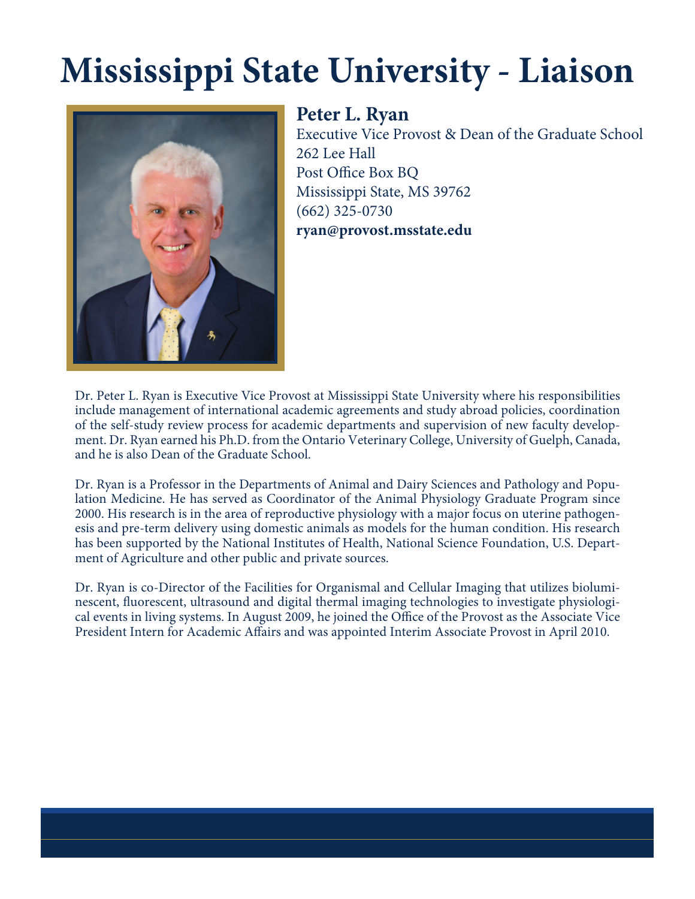# Mississippi State University - Liaison

**Peter L. Ryan**
Executive Vice Provost & Dean of the Graduate School
262 Lee Hall
Post Office Box BQ
Mississippi State, MS 39762
(662) 325-0730
**ryan@provost.msstate.edu**

Dr. Peter L. Ryan is Executive Vice Provost at Mississippi State University where his responsibilities include management of international academic agreements and study abroad policies, coordination of the self-study review process for academic departments and supervision of new faculty development. Dr. Ryan earned his Ph.D. from the Ontario Veterinary College, University of Guelph, Canada, and he is also Dean of the Graduate School.

Dr. Ryan is a Professor in the Departments of Animal and Dairy Sciences and Pathology and Population Medicine. He has served as Coordinator of the Animal Physiology Graduate Program since 2000. His research is in the area of reproductive physiology with a major focus on uterine pathogenesis and pre-term delivery using domestic animals as models for the human condition. His research has been supported by the National Institutes of Health, National Science Foundation, U.S. Department of Agriculture and other public and private sources.

Dr. Ryan is co-Director of the Facilities for Organismal and Cellular Imaging that utilizes bioluminescent, fluorescent, ultrasound and digital thermal imaging technologies to investigate physiological events in living systems. In August 2009, he joined the Office of the Provost as the Associate Vice President Intern for Academic Affairs and was appointed Interim Associate Provost in April 2010.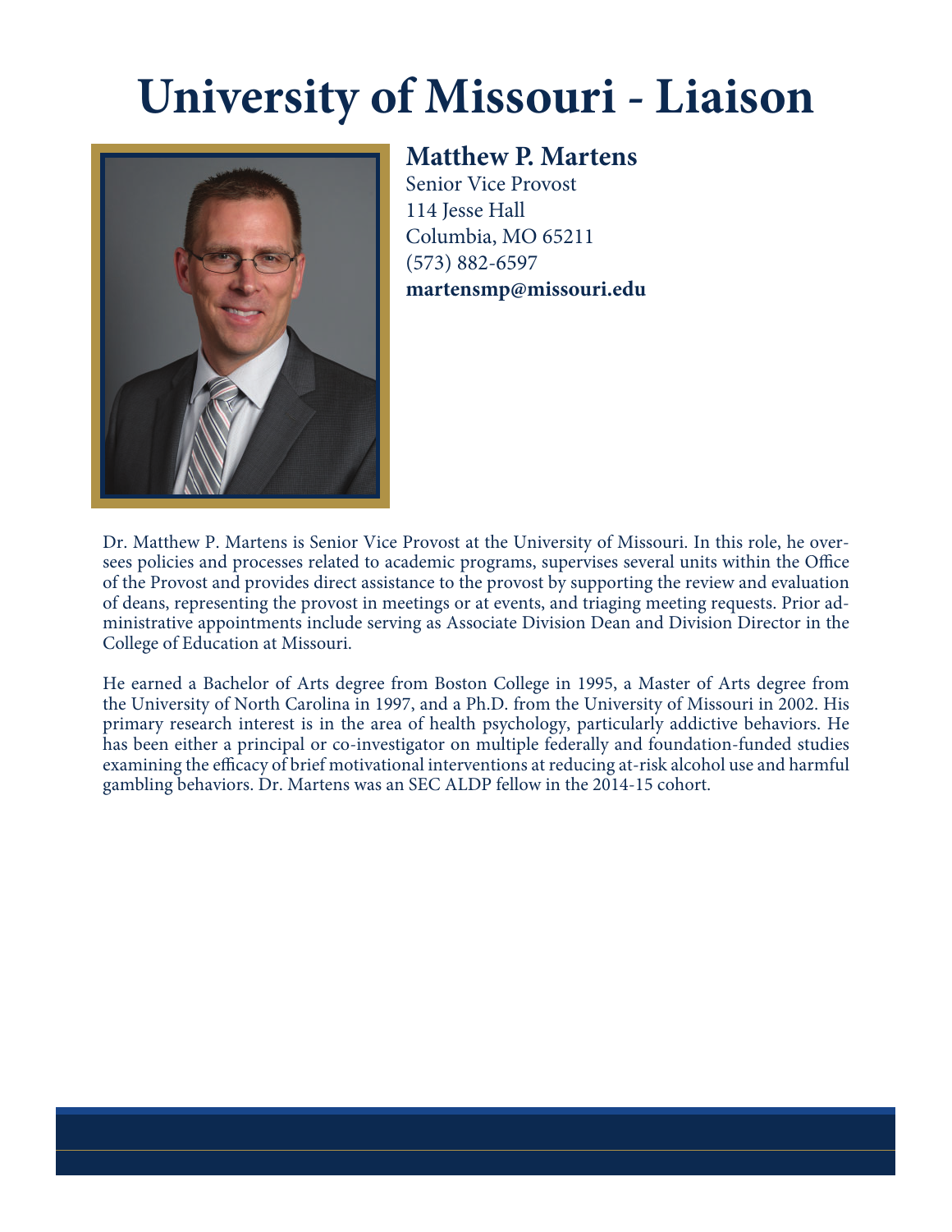# University of Missouri - Liaison

## Matthew P. Martens

Senior Vice Provost
114 Jesse Hall
Columbia, MO 65211
(573) 882-6597
**martensmp@missouri.edu**

Dr. Matthew P. Martens is Senior Vice Provost at the University of Missouri. In this role, he oversees policies and processes related to academic programs, supervises several units within the Office of the Provost and provides direct assistance to the provost by supporting the review and evaluation of deans, representing the provost in meetings or at events, and triaging meeting requests. Prior administrative appointments include serving as Associate Division Dean and Division Director in the College of Education at Missouri.

He earned a Bachelor of Arts degree from Boston College in 1995, a Master of Arts degree from the University of North Carolina in 1997, and a Ph.D. from the University of Missouri in 2002. His primary research interest is in the area of health psychology, particularly addictive behaviors. He has been either a principal or co-investigator on multiple federally and foundation-funded studies examining the efficacy of brief motivational interventions at reducing at-risk alcohol use and harmful gambling behaviors. Dr. Martens was an SEC ALDP fellow in the 2014-15 cohort.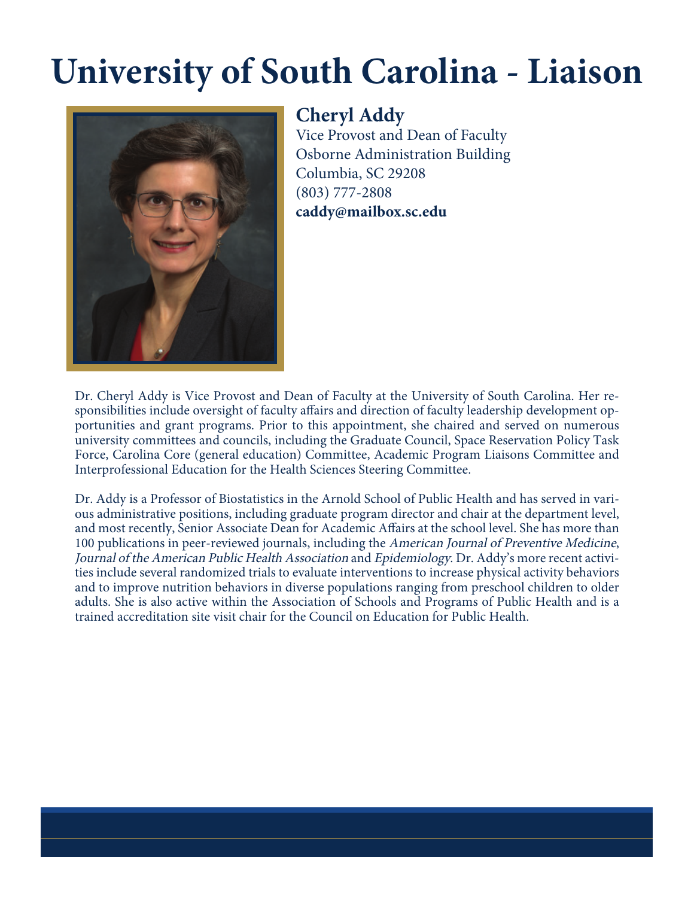# University of South Carolina - Liaison

**Cheryl Addy**
Vice Provost and Dean of Faculty
Osborne Administration Building
Columbia, SC 29208
(803) 777-2808
**caddy@mailbox.sc.edu**

Dr. Cheryl Addy is Vice Provost and Dean of Faculty at the University of South Carolina. Her responsibilities include oversight of faculty affairs and direction of faculty leadership development opportunities and grant programs. Prior to this appointment, she chaired and served on numerous university committees and councils, including the Graduate Council, Space Reservation Policy Task Force, Carolina Core (general education) Committee, Academic Program Liaisons Committee and Interprofessional Education for the Health Sciences Steering Committee.

Dr. Addy is a Professor of Biostatistics in the Arnold School of Public Health and has served in various administrative positions, including graduate program director and chair at the department level, and most recently, Senior Associate Dean for Academic Affairs at the school level. She has more than 100 publications in peer-reviewed journals, including the *American Journal of Preventive Medicine*, *Journal of the American Public Health Association* and *Epidemiology*. Dr. Addy's more recent activities include several randomized trials to evaluate interventions to increase physical activity behaviors and to improve nutrition behaviors in diverse populations ranging from preschool children to older adults. She is also active within the Association of Schools and Programs of Public Health and is a trained accreditation site visit chair for the Council on Education for Public Health.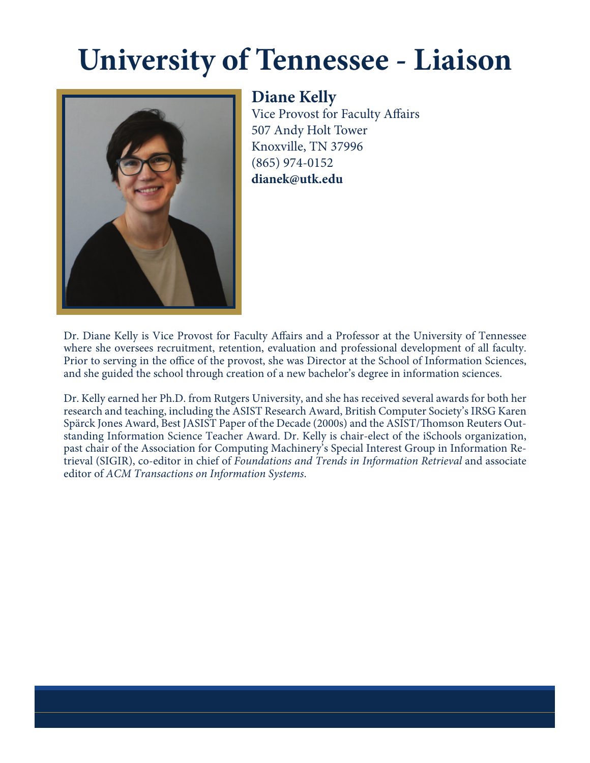# University of Tennessee - Liaison

## Diane Kelly

Vice Provost for Faculty Affairs
507 Andy Holt Tower
Knoxville, TN 37996
(865) 974-0152
**dianek@utk.edu**

Dr. Diane Kelly is Vice Provost for Faculty Affairs and a Professor at the University of Tennessee where she oversees recruitment, retention, evaluation and professional development of all faculty. Prior to serving in the office of the provost, she was Director at the School of Information Sciences, and she guided the school through creation of a new bachelor's degree in information sciences.

Dr. Kelly earned her Ph.D. from Rutgers University, and she has received several awards for both her research and teaching, including the ASIST Research Award, British Computer Society's IRSG Karen Spärck Jones Award, Best JASIST Paper of the Decade (2000s) and the ASIST/Thomson Reuters Outstanding Information Science Teacher Award. Dr. Kelly is chair-elect of the iSchools organization, past chair of the Association for Computing Machinery's Special Interest Group in Information Retrieval (SIGIR), co-editor in chief of *Foundations and Trends in Information Retrieval* and associate editor of *ACM Transactions on Information Systems*.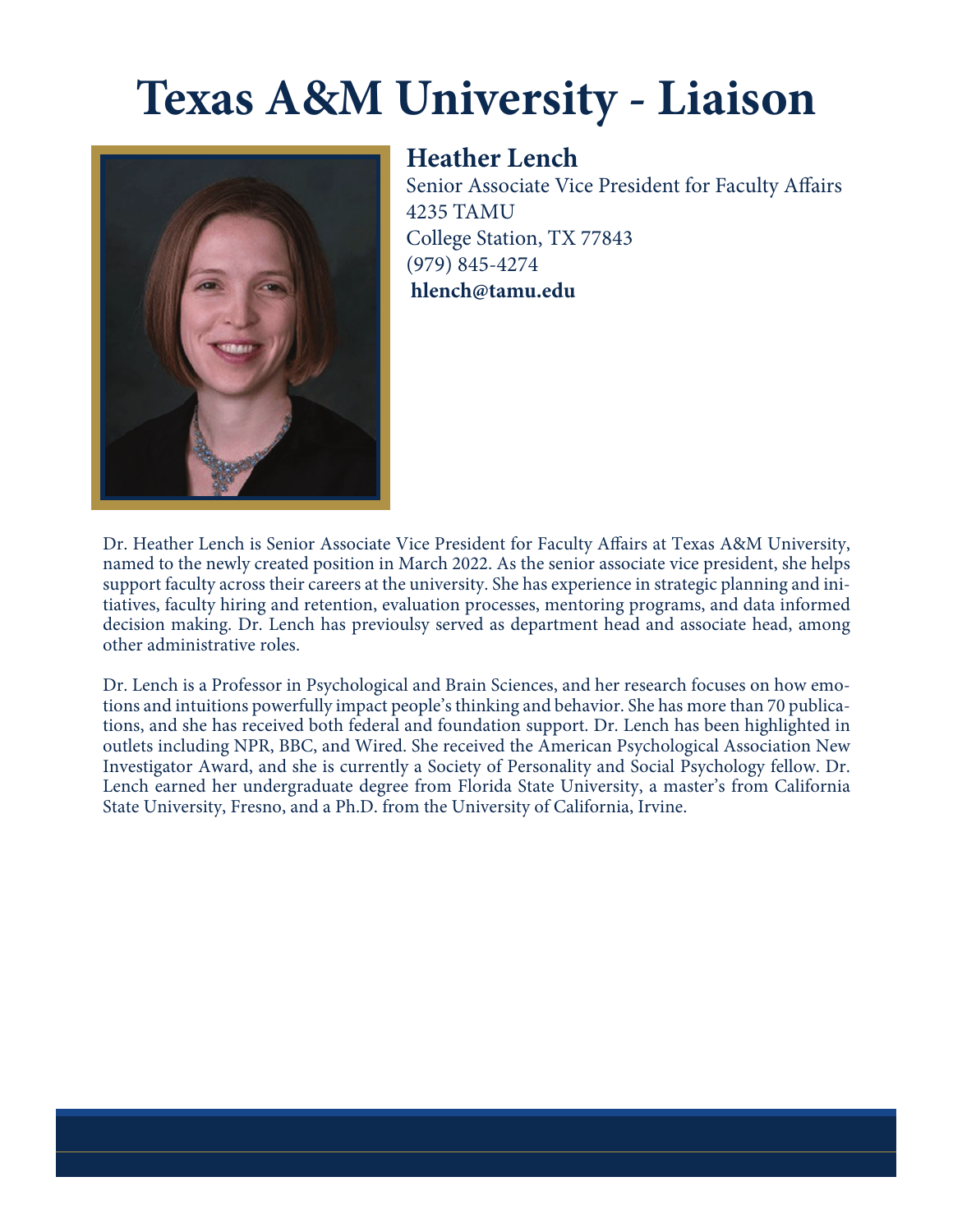# Texas A&M University - Liaison

## Heather Lench

Senior Associate Vice President for Faculty Affairs
4235 TAMU
College Station, TX 77843
(979) 845-4274
**hlench@tamu.edu**

Dr. Heather Lench is Senior Associate Vice President for Faculty Affairs at Texas A&M University, named to the newly created position in March 2022. As the senior associate vice president, she helps support faculty across their careers at the university. She has experience in strategic planning and initiatives, faculty hiring and retention, evaluation processes, mentoring programs, and data informed decision making. Dr. Lench has previoulsy served as department head and associate head, among other administrative roles.

Dr. Lench is a Professor in Psychological and Brain Sciences, and her research focuses on how emotions and intuitions powerfully impact people's thinking and behavior. She has more than 70 publications, and she has received both federal and foundation support. Dr. Lench has been highlighted in outlets including NPR, BBC, and Wired. She received the American Psychological Association New Investigator Award, and she is currently a Society of Personality and Social Psychology fellow. Dr. Lench earned her undergraduate degree from Florida State University, a master's from California State University, Fresno, and a Ph.D. from the University of California, Irvine.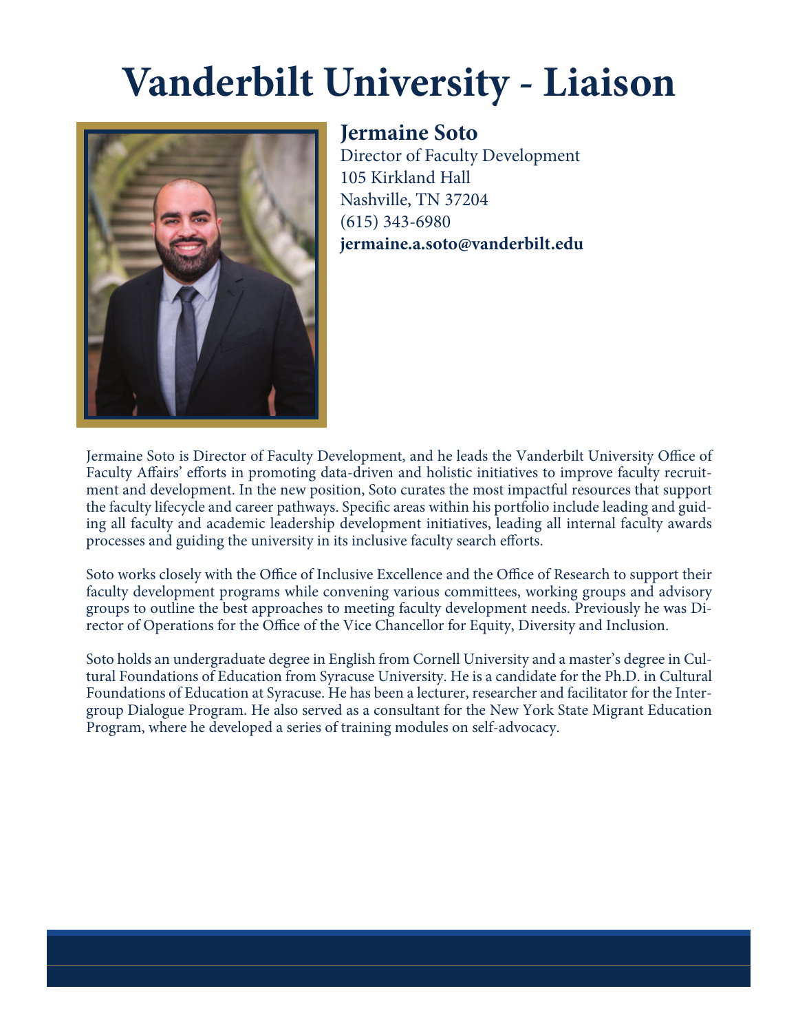# Vanderbilt University - Liaison

**Jermaine Soto**
Director of Faculty Development
105 Kirkland Hall
Nashville, TN 37204
(615) 343-6980
**jermaine.a.soto@vanderbilt.edu**

Jermaine Soto is Director of Faculty Development, and he leads the Vanderbilt University Office of Faculty Affairs' efforts in promoting data-driven and holistic initiatives to improve faculty recruitment and development. In the new position, Soto curates the most impactful resources that support the faculty lifecycle and career pathways. Specific areas within his portfolio include leading and guiding all faculty and academic leadership development initiatives, leading all internal faculty awards processes and guiding the university in its inclusive faculty search efforts.

Soto works closely with the Office of Inclusive Excellence and the Office of Research to support their faculty development programs while convening various committees, working groups and advisory groups to outline the best approaches to meeting faculty development needs. Previously he was Director of Operations for the Office of the Vice Chancellor for Equity, Diversity and Inclusion.

Soto holds an undergraduate degree in English from Cornell University and a master's degree in Cultural Foundations of Education from Syracuse University. He is a candidate for the Ph.D. in Cultural Foundations of Education at Syracuse. He has been a lecturer, researcher and facilitator for the Intergroup Dialogue Program. He also served as a consultant for the New York State Migrant Education Program, where he developed a series of training modules on self-advocacy.